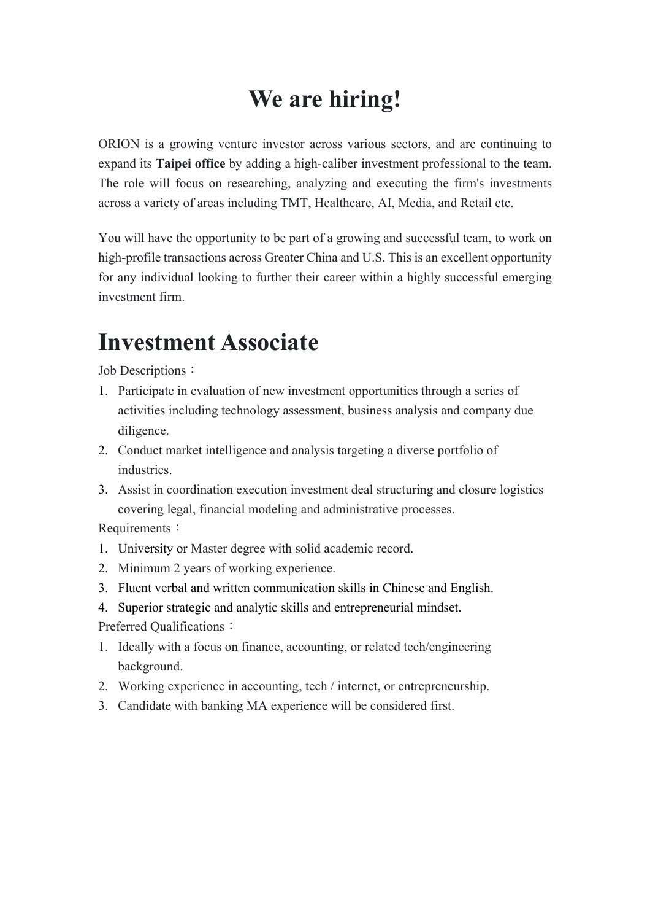# We are hiring!

ORION is a growing venture investor across various sectors, and are continuing to expand its **Taipei office** by adding a high-caliber investment professional to the team. The role will focus on researching, analyzing and executing the firm's investments across a variety of areas including TMT, Healthcare, AI, Media, and Retail etc.

You will have the opportunity to be part of a growing and successful team, to work on high-profile transactions across Greater China and U.S. This is an excellent opportunity for any individual looking to further their career within a highly successful emerging investment firm.

# Investment Associate

Job Descriptions：

1. Participate in evaluation of new investment opportunities through a series of activities including technology assessment, business analysis and company due diligence.
2. Conduct market intelligence and analysis targeting a diverse portfolio of industries.
3. Assist in coordination execution investment deal structuring and closure logistics covering legal, financial modeling and administrative processes.

Requirements：

1. University or Master degree with solid academic record.
2. Minimum 2 years of working experience.
3. Fluent verbal and written communication skills in Chinese and English.
4. Superior strategic and analytic skills and entrepreneurial mindset.

Preferred Qualifications：

1. Ideally with a focus on finance, accounting, or related tech/engineering background.
2. Working experience in accounting, tech / internet, or entrepreneurship.
3. Candidate with banking MA experience will be considered first.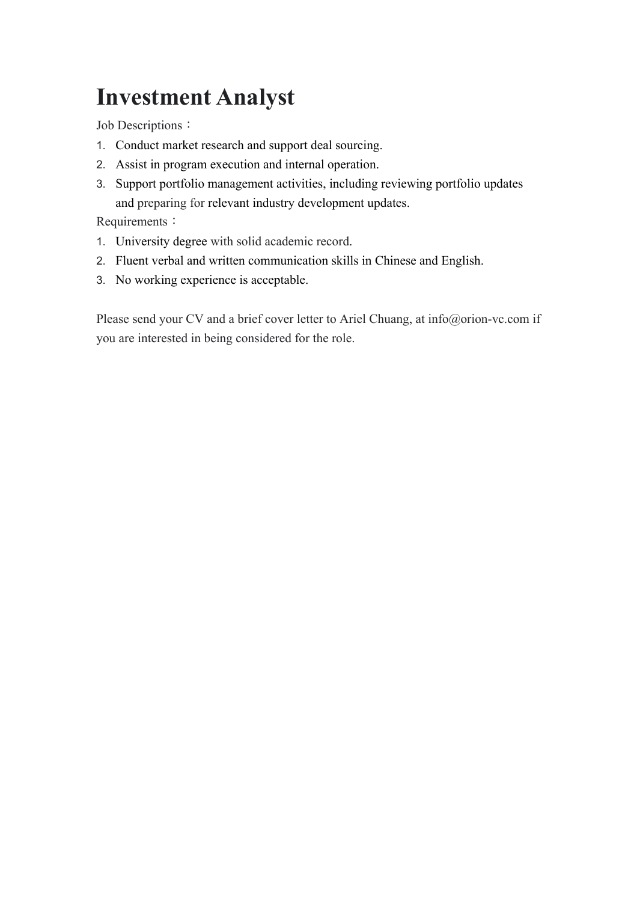# Investment Analyst

Job Descriptions：

1. Conduct market research and support deal sourcing.
2. Assist in program execution and internal operation.
3. Support portfolio management activities, including reviewing portfolio updates and preparing for relevant industry development updates.

Requirements：

1. University degree with solid academic record.
2. Fluent verbal and written communication skills in Chinese and English.
3. No working experience is acceptable.

Please send your CV and a brief cover letter to Ariel Chuang, at info@orion-vc.com if you are interested in being considered for the role.